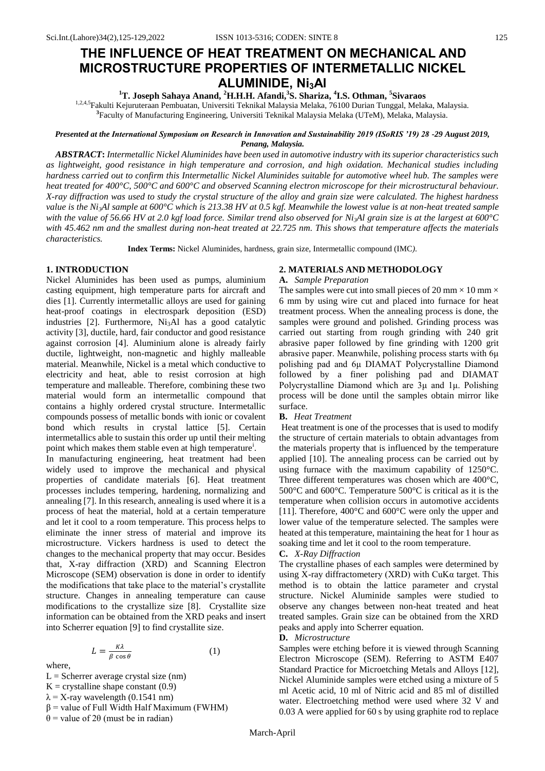# THE INFLUENCE OF HEAT TREATMENT ON MECHANICAL AND MICROSTRUCTURE PROPERTIES OF INTERMETALLIC NICKEL ALUMINIDE, $Ni_3Al$

**[1]T. Joseph Sahaya Anand, [2]H.H.H. Afandi, [3]S. Shariza, [4]I.S. Othman, [5]Sivaraos**

[1,2,4,5]Fakulti Kejuruteraan Pembuatan, Universiti Teknikal Malaysia Melaka, 76100 Durian Tunggal, Melaka, Malaysia.
[3]Faculty of Manufacturing Engineering, Universiti Teknikal Malaysia Melaka (UTeM), Melaka, Malaysia.

***Presented at the International Symposium on Research in Innovation and Sustainability 2019 (ISoRIS '19) 28 -29 August 2019, Penang, Malaysia.***

***ABSTRACT*****:** *Intermetallic Nickel Aluminides have been used in automotive industry with its superior characteristics such as lightweight, good resistance in high temperature and corrosion, and high oxidation. Mechanical studies including hardness carried out to confirm this Intermetallic Nickel Aluminides suitable for automotive wheel hub. The samples were heat treated for 400°C, 500°C and 600°C and observed Scanning electron microscope for their microstructural behaviour. X-ray diffraction was used to study the crystal structure of the alloy and grain size were calculated. The highest hardness value is the $Ni_3Al$ sample at 600°C which is 213.38 HV at 0.5 kgf. Meanwhile the lowest value is at non-heat treated sample with the value of 56.66 HV at 2.0 kgf load force. Similar trend also observed for $Ni_3Al$ grain size is at the largest at 600°C with 45.462 nm and the smallest during non-heat treated at 22.725 nm. This shows that temperature affects the materials characteristics.*

**Index Terms:** Nickel Aluminides, hardness, grain size, Intermetallic compound (IMC).

## 1. INTRODUCTION

Nickel Aluminides has been used as pumps, aluminium casting equipment, high temperature parts for aircraft and dies [1]. Currently intermetallic alloys are used for gaining heat-proof coatings in electrospark deposition (ESD) industries [2]. Furthermore, $Ni_3Al$ has a good catalytic activity [3], ductile, hard, fair conductor and good resistance against corrosion [4]. Aluminium alone is already fairly ductile, lightweight, non-magnetic and highly malleable material. Meanwhile, Nickel is a metal which conductive to electricity and heat, able to resist corrosion at high temperature and malleable. Therefore, combining these two material would form an intermetallic compound that contains a highly ordered crystal structure. Intermetallic compounds possess of metallic bonds with ionic or covalent bond which results in crystal lattice [5]. Certain intermetallics able to sustain this order up until their melting point which makes them stable even at high temperature[i].

In manufacturing engineering, heat treatment had been widely used to improve the mechanical and physical properties of candidate materials [6]. Heat treatment processes includes tempering, hardening, normalizing and annealing [7]. In this research, annealing is used where it is a process of heat the material, hold at a certain temperature and let it cool to a room temperature. This process helps to eliminate the inner stress of material and improve its microstructure. Vickers hardness is used to detect the changes to the mechanical property that may occur. Besides that, X-ray diffraction (XRD) and Scanning Electron Microscope (SEM) observation is done in order to identify the modifications that take place to the material's crystallite structure. Changes in annealing temperature can cause modifications to the crystallize size [8]. Crystallite size information can be obtained from the XRD peaks and insert into Scherrer equation [9] to find crystallite size.

$$L = \frac{K\lambda}{\beta \cos\theta} \qquad (1)$$

where,

$L$ = Scherrer average crystal size (nm)
$K$ = crystalline shape constant (0.9)
$\lambda$ = X-ray wavelength (0.1541 nm)
$\beta$ = value of Full Width Half Maximum (FWHM)
$\theta$ = value of 2θ (must be in radian)

## 2. MATERIALS AND METHODOLOGY

### A. *Sample Preparation*

The samples were cut into small pieces of 20 mm × 10 mm × 6 mm by using wire cut and placed into furnace for heat treatment process. When the annealing process is done, the samples were ground and polished. Grinding process was carried out starting from rough grinding with 240 grit abrasive paper followed by fine grinding with 1200 grit abrasive paper. Meanwhile, polishing process starts with 6μ polishing pad and 6μ DIAMAT Polycrystalline Diamond followed by a finer polishing pad and DIAMAT Polycrystalline Diamond which are 3μ and 1μ. Polishing process will be done until the samples obtain mirror like surface.

### B. *Heat Treatment*

Heat treatment is one of the processes that is used to modify the structure of certain materials to obtain advantages from the materials property that is influenced by the temperature applied [10]. The annealing process can be carried out by using furnace with the maximum capability of 1250°C. Three different temperatures was chosen which are 400°C, 500°C and 600°C. Temperature 500°C is critical as it is the temperature when collision occurs in automotive accidents [11]. Therefore, 400°C and 600°C were only the upper and lower value of the temperature selected. The samples were heated at this temperature, maintaining the heat for 1 hour as soaking time and let it cool to the room temperature.

### C. *X-Ray Diffraction*

The crystalline phases of each samples were determined by using X-ray diffractometery (XRD) with CuKα target. This method is to obtain the lattice parameter and crystal structure. Nickel Aluminide samples were studied to observe any changes between non-heat treated and heat treated samples. Grain size can be obtained from the XRD peaks and apply into Scherrer equation.

### D. *Microstructure*

Samples were etching before it is viewed through Scanning Electron Microscope (SEM). Referring to ASTM E407 Standard Practice for Microetching Metals and Alloys [12], Nickel Aluminide samples were etched using a mixture of 5 ml Acetic acid, 10 ml of Nitric acid and 85 ml of distilled water. Electroetching method were used where 32 V and 0.03 A were applied for 60 s by using graphite rod to replace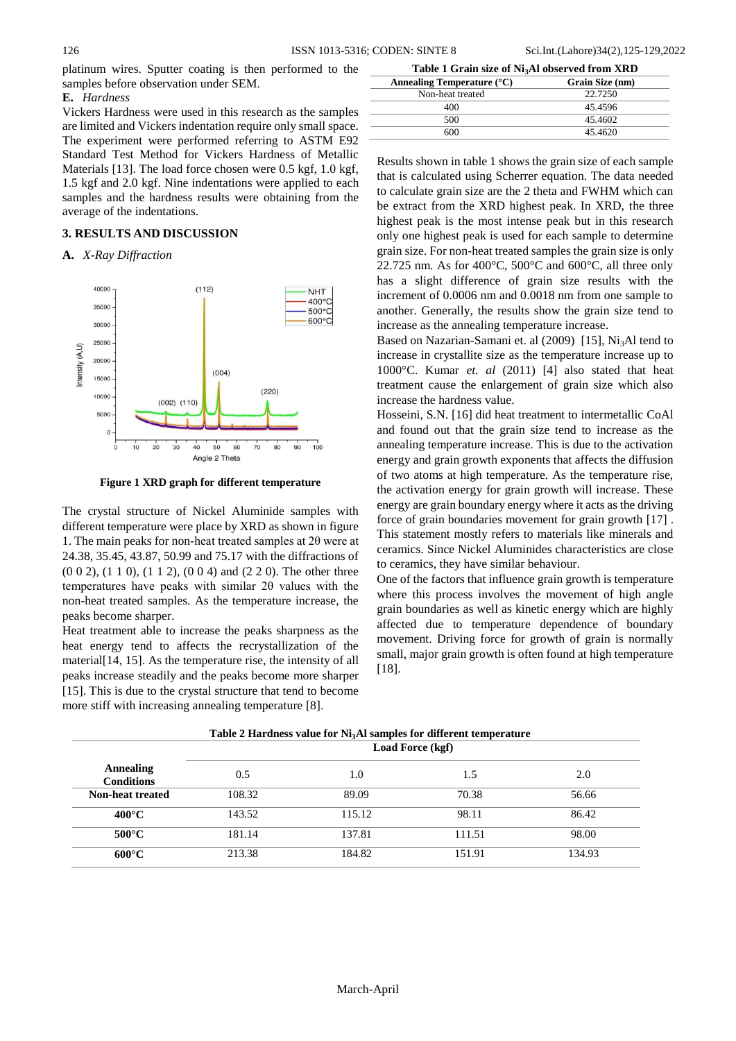platinum wires. Sputter coating is then performed to the samples before observation under SEM.

**E.** *Hardness*

Vickers Hardness were used in this research as the samples are limited and Vickers indentation require only small space. The experiment were performed referring to ASTM E92 Standard Test Method for Vickers Hardness of Metallic Materials [13]. The load force chosen were 0.5 kgf, 1.0 kgf, 1.5 kgf and 2.0 kgf. Nine indentations were applied to each samples and the hardness results were obtaining from the average of the indentations.

## 3. RESULTS AND DISCUSSION

**A.** *X-Ray Diffraction*

**Figure 1 XRD graph for different temperature**

The crystal structure of Nickel Aluminide samples with different temperature were place by XRD as shown in figure 1. The main peaks for non-heat treated samples at 2θ were at 24.38, 35.45, 43.87, 50.99 and 75.17 with the diffractions of (0 0 2), (1 1 0), (1 1 2), (0 0 4) and (2 2 0). The other three temperatures have peaks with similar 2θ values with the non-heat treated samples. As the temperature increase, the peaks become sharper.

Heat treatment able to increase the peaks sharpness as the heat energy tend to affects the recrystallization of the material[14, 15]. As the temperature rise, the intensity of all peaks increase steadily and the peaks become more sharper [15]. This is due to the crystal structure that tend to become more stiff with increasing annealing temperature [8].

**Table 1 Grain size of $Ni_3Al$ observed from XRD**

| Annealing Temperature (°C) | Grain Size (nm) |
|---|---|
| Non-heat treated | 22.7250 |
| 400 | 45.4596 |
| 500 | 45.4602 |
| 600 | 45.4620 |

Results shown in table 1 shows the grain size of each sample that is calculated using Scherrer equation. The data needed to calculate grain size are the 2 theta and FWHM which can be extract from the XRD highest peak. In XRD, the three highest peak is the most intense peak but in this research only one highest peak is used for each sample to determine grain size. For non-heat treated samples the grain size is only 22.725 nm. As for 400°C, 500°C and 600°C, all three only has a slight difference of grain size results with the increment of 0.0006 nm and 0.0018 nm from one sample to another. Generally, the results show the grain size tend to increase as the annealing temperature increase.

Based on Nazarian-Samani et. al (2009) [15], $Ni_3Al$ tend to increase in crystallite size as the temperature increase up to 1000°C. Kumar *et. al* (2011) [4] also stated that heat treatment cause the enlargement of grain size which also increase the hardness value.

Hosseini, S.N. [16] did heat treatment to intermetallic CoAl and found out that the grain size tend to increase as the annealing temperature increase. This is due to the activation energy and grain growth exponents that affects the diffusion of two atoms at high temperature. As the temperature rise, the activation energy for grain growth will increase. These energy are grain boundary energy where it acts as the driving force of grain boundaries movement for grain growth [17] . This statement mostly refers to materials like minerals and ceramics. Since Nickel Aluminides characteristics are close to ceramics, they have similar behaviour.

One of the factors that influence grain growth is temperature where this process involves the movement of high angle grain boundaries as well as kinetic energy which are highly affected due to temperature dependence of boundary movement. Driving force for growth of grain is normally small, major grain growth is often found at high temperature [18].

**Table 2 Hardness value for $Ni_3Al$ samples for different temperature**

| Annealing Conditions | Load Force (kgf) | | | |
|---|---|---|---|---|
| | 0.5 | 1.0 | 1.5 | 2.0 |
| **Non-heat treated** | 108.32 | 89.09 | 70.38 | 56.66 |
| **400°C** | 143.52 | 115.12 | 98.11 | 86.42 |
| **500°C** | 181.14 | 137.81 | 111.51 | 98.00 |
| **600°C** | 213.38 | 184.82 | 151.91 | 134.93 |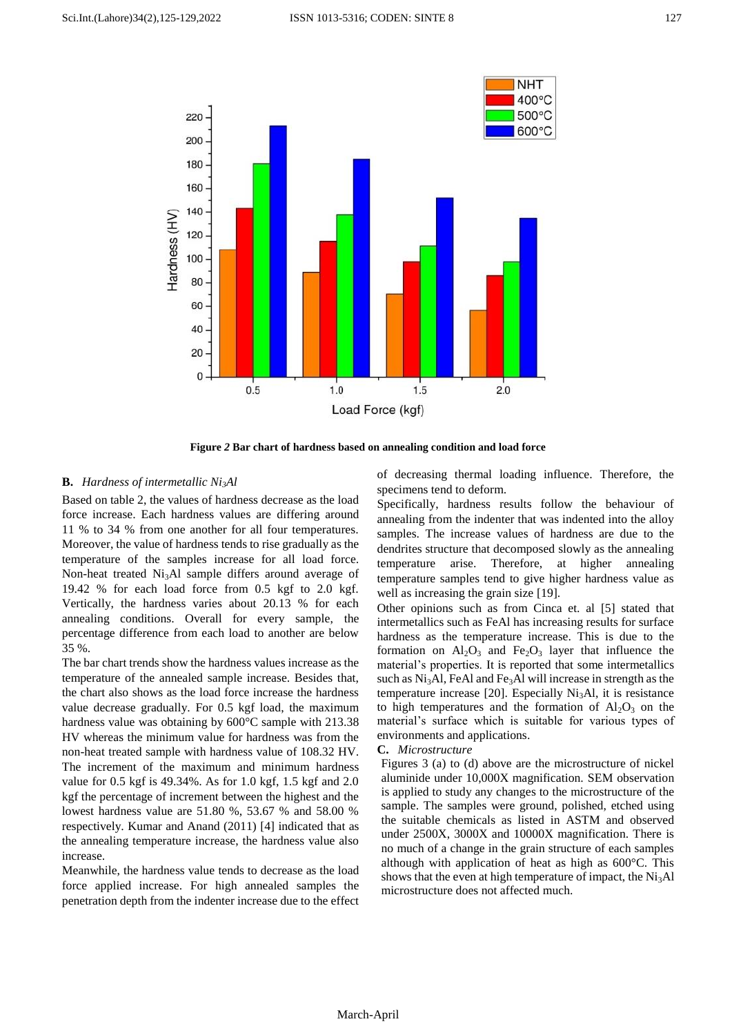Figure 2 Bar chart of hardness based on annealing condition and load force

### B. *Hardness of intermetallic $Ni_3Al$*

Based on table 2, the values of hardness decrease as the load force increase. Each hardness values are differing around 11 % to 34 % from one another for all four temperatures. Moreover, the value of hardness tends to rise gradually as the temperature of the samples increase for all load force. Non-heat treated $Ni_3Al$ sample differs around average of 19.42 % for each load force from 0.5 kgf to 2.0 kgf. Vertically, the hardness varies about 20.13 % for each annealing conditions. Overall for every sample, the percentage difference from each load to another are below 35 %.

The bar chart trends show the hardness values increase as the temperature of the annealed sample increase. Besides that, the chart also shows as the load force increase the hardness value decrease gradually. For 0.5 kgf load, the maximum hardness value was obtaining by 600°C sample with 213.38 HV whereas the minimum value for hardness was from the non-heat treated sample with hardness value of 108.32 HV. The increment of the maximum and minimum hardness value for 0.5 kgf is 49.34%. As for 1.0 kgf, 1.5 kgf and 2.0 kgf the percentage of increment between the highest and the lowest hardness value are 51.80 %, 53.67 % and 58.00 % respectively. Kumar and Anand (2011) [4] indicated that as the annealing temperature increase, the hardness value also increase.

Meanwhile, the hardness value tends to decrease as the load force applied increase. For high annealed samples the penetration depth from the indenter increase due to the effect of decreasing thermal loading influence. Therefore, the specimens tend to deform.

Specifically, hardness results follow the behaviour of annealing from the indenter that was indented into the alloy samples. The increase values of hardness are due to the dendrites structure that decomposed slowly as the annealing temperature arise. Therefore, at higher annealing temperature samples tend to give higher hardness value as well as increasing the grain size [19].

Other opinions such as from Cinca et. al [5] stated that intermetallics such as FeAl has increasing results for surface hardness as the temperature increase. This is due to the formation on $Al_2O_3$ and $Fe_2O_3$ layer that influence the material's properties. It is reported that some intermetallics such as $Ni_3Al$, FeAl and $Fe_3Al$ will increase in strength as the temperature increase [20]. Especially $Ni_3Al$, it is resistance to high temperatures and the formation of $Al_2O_3$ on the material's surface which is suitable for various types of environments and applications.

### C. *Microstructure*

Figures 3 (a) to (d) above are the microstructure of nickel aluminide under 10,000X magnification. SEM observation is applied to study any changes to the microstructure of the sample. The samples were ground, polished, etched using the suitable chemicals as listed in ASTM and observed under 2500X, 3000X and 10000X magnification. There is no much of a change in the grain structure of each samples although with application of heat as high as 600°C. This shows that the even at high temperature of impact, the $Ni_3Al$ microstructure does not affected much.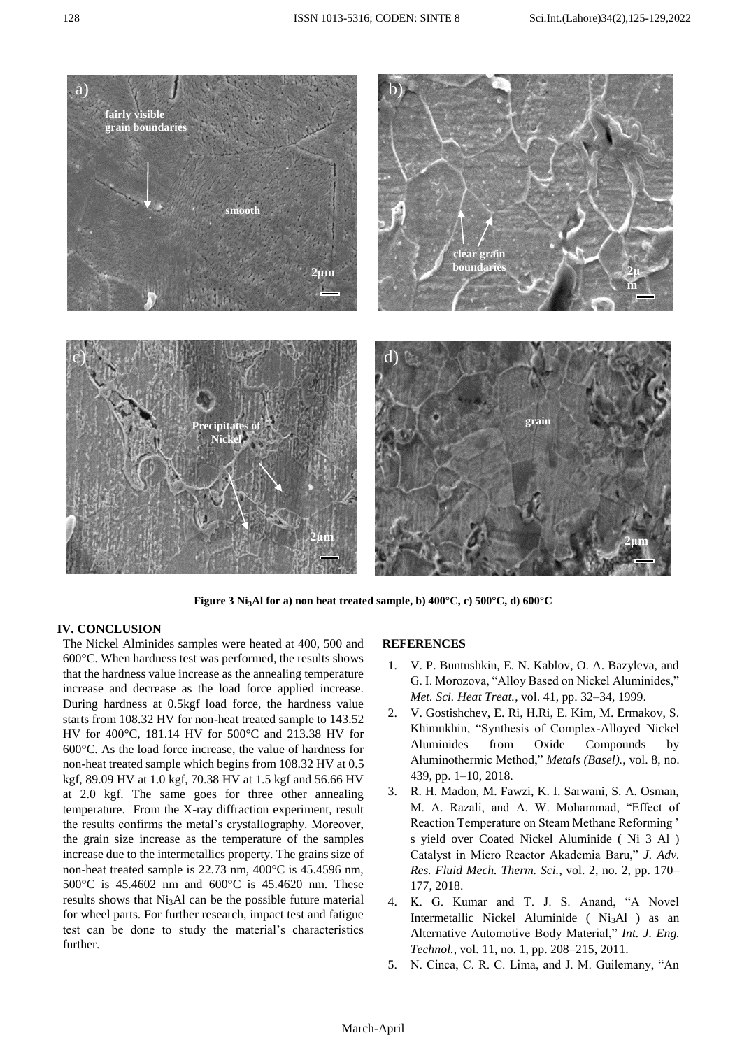Figure 3 $Ni_3Al$ for a) non heat treated sample, b) 400°C, c) 500°C, d) 600°C

## IV. CONCLUSION

The Nickel Alminides samples were heated at 400, 500 and 600°C. When hardness test was performed, the results shows that the hardness value increase as the annealing temperature increase and decrease as the load force applied increase. During hardness at 0.5kgf load force, the hardness value starts from 108.32 HV for non-heat treated sample to 143.52 HV for 400°C, 181.14 HV for 500°C and 213.38 HV for 600°C. As the load force increase, the value of hardness for non-heat treated sample which begins from 108.32 HV at 0.5 kgf, 89.09 HV at 1.0 kgf, 70.38 HV at 1.5 kgf and 56.66 HV at 2.0 kgf. The same goes for three other annealing temperature. From the X-ray diffraction experiment, result the results confirms the metal's crystallography. Moreover, the grain size increase as the temperature of the samples increase due to the intermetallics property. The grains size of non-heat treated sample is 22.73 nm, 400°C is 45.4596 nm, 500°C is 45.4602 nm and 600°C is 45.4620 nm. These results shows that $Ni_3Al$ can be the possible future material for wheel parts. For further research, impact test and fatigue test can be done to study the material's characteristics further.

## REFERENCES

1. V. P. Buntushkin, E. N. Kablov, O. A. Bazyleva, and G. I. Morozova, "Alloy Based on Nickel Aluminides," *Met. Sci. Heat Treat.*, vol. 41, pp. 32–34, 1999.
2. V. Gostishchev, E. Ri, H.Ri, E. Kim, M. Ermakov, S. Khimukhin, "Synthesis of Complex-Alloyed Nickel Aluminides from Oxide Compounds by Aluminothermic Method," *Metals (Basel).*, vol. 8, no. 439, pp. 1–10, 2018.
3. R. H. Madon, M. Fawzi, K. I. Sarwani, S. A. Osman, M. A. Razali, and A. W. Mohammad, "Effect of Reaction Temperature on Steam Methane Reforming ' s yield over Coated Nickel Aluminide ( Ni 3 Al ) Catalyst in Micro Reactor Akademia Baru," *J. Adv. Res. Fluid Mech. Therm. Sci.*, vol. 2, no. 2, pp. 170–177, 2018.
4. K. G. Kumar and T. J. S. Anand, "A Novel Intermetallic Nickel Aluminide ( $Ni_3Al$ ) as an Alternative Automotive Body Material," *Int. J. Eng. Technol.*, vol. 11, no. 1, pp. 208–215, 2011.
5. N. Cinca, C. R. C. Lima, and J. M. Guilemany, "An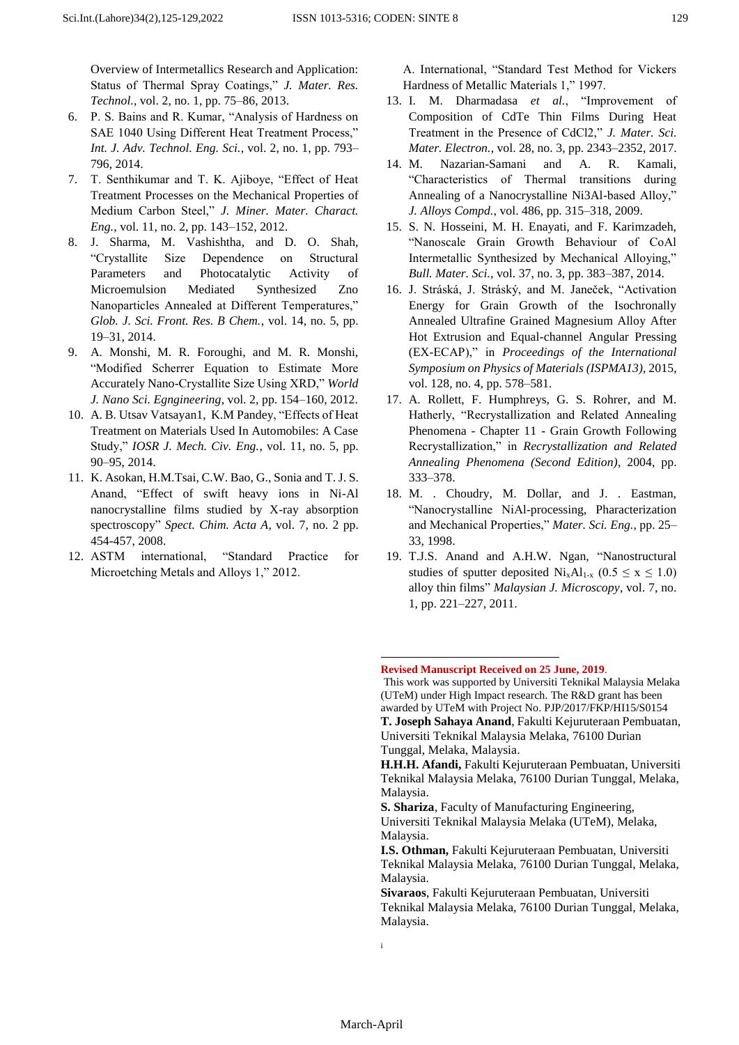Overview of Intermetallics Research and Application: Status of Thermal Spray Coatings," *J. Mater. Res. Technol.*, vol. 2, no. 1, pp. 75–86, 2013.

6. P. S. Bains and R. Kumar, "Analysis of Hardness on SAE 1040 Using Different Heat Treatment Process," *Int. J. Adv. Technol. Eng. Sci.*, vol. 2, no. 1, pp. 793–796, 2014.
7. T. Senthikumar and T. K. Ajiboye, "Effect of Heat Treatment Processes on the Mechanical Properties of Medium Carbon Steel," *J. Miner. Mater. Charact. Eng.*, vol. 11, no. 2, pp. 143–152, 2012.
8. J. Sharma, M. Vashishtha, and D. O. Shah, "Crystallite Size Dependence on Structural Parameters and Photocatalytic Activity of Microemulsion Mediated Synthesized Zno Nanoparticles Annealed at Different Temperatures," *Glob. J. Sci. Front. Res. B Chem.*, vol. 14, no. 5, pp. 19–31, 2014.
9. A. Monshi, M. R. Foroughi, and M. R. Monshi, "Modified Scherrer Equation to Estimate More Accurately Nano-Crystallite Size Using XRD," *World J. Nano Sci. Egngineering*, vol. 2, pp. 154–160, 2012.
10. A. B. Utsav Vatsayan1, K.M Pandey, "Effects of Heat Treatment on Materials Used In Automobiles: A Case Study," *IOSR J. Mech. Civ. Eng.*, vol. 11, no. 5, pp. 90–95, 2014.
11. K. Asokan, H.M.Tsai, C.W. Bao, G., Sonia and T. J. S. Anand, "Effect of swift heavy ions in Ni-Al nanocrystalline films studied by X-ray absorption spectroscopy" *Spect. Chim. Acta A*, vol. 7, no. 2 pp. 454-457, 2008.
12. ASTM international, "Standard Practice for Microetching Metals and Alloys 1," 2012.

A. International, "Standard Test Method for Vickers Hardness of Metallic Materials 1," 1997.

13. I. M. Dharmadasa *et al.*, "Improvement of Composition of CdTe Thin Films During Heat Treatment in the Presence of CdCl2," *J. Mater. Sci. Mater. Electron.*, vol. 28, no. 3, pp. 2343–2352, 2017.
14. M. Nazarian-Samani and A. R. Kamali, "Characteristics of Thermal transitions during Annealing of a Nanocrystalline Ni3Al-based Alloy," *J. Alloys Compd.*, vol. 486, pp. 315–318, 2009.
15. S. N. Hosseini, M. H. Enayati, and F. Karimzadeh, "Nanoscale Grain Growth Behaviour of CoAl Intermetallic Synthesized by Mechanical Alloying," *Bull. Mater. Sci.*, vol. 37, no. 3, pp. 383–387, 2014.
16. J. Stráská, J. Stráský, and M. Janeček, "Activation Energy for Grain Growth of the Isochronally Annealed Ultrafine Grained Magnesium Alloy After Hot Extrusion and Equal-channel Angular Pressing (EX-ECAP)," in *Proceedings of the International Symposium on Physics of Materials (ISPMA13)*, 2015, vol. 128, no. 4, pp. 578–581.
17. A. Rollett, F. Humphreys, G. S. Rohrer, and M. Hatherly, "Recrystallization and Related Annealing Phenomena - Chapter 11 - Grain Growth Following Recrystallization," in *Recrystallization and Related Annealing Phenomena (Second Edition)*, 2004, pp. 333–378.
18. M. . Choudry, M. Dollar, and J. . Eastman, "Nanocrystalline NiAl-processing, Pharacterization and Mechanical Properties," *Mater. Sci. Eng.*, pp. 25–33, 1998.
19. T.J.S. Anand and A.H.W. Ngan, "Nanostructural studies of sputter deposited $Ni_xAl_{1-x}$ ($0.5 \leq x \leq 1.0$) alloy thin films" *Malaysian J. Microscopy*, vol. 7, no. 1, pp. 221–227, 2011.

---

**Revised Manuscript Received on 25 June, 2019**.

This work was supported by Universiti Teknikal Malaysia Melaka (UTeM) under High Impact research. The R&D grant has been awarded by UTeM with Project No. PJP/2017/FKP/HI15/S0154

**T. Joseph Sahaya Anand**, Fakulti Kejuruteraan Pembuatan, Universiti Teknikal Malaysia Melaka, 76100 Durian Tunggal, Melaka, Malaysia.

**H.H.H. Afandi,** Fakulti Kejuruteraan Pembuatan, Universiti Teknikal Malaysia Melaka, 76100 Durian Tunggal, Melaka, Malaysia.

**S. Shariza**, Faculty of Manufacturing Engineering, Universiti Teknikal Malaysia Melaka (UTeM), Melaka, Malaysia.

**I.S. Othman,** Fakulti Kejuruteraan Pembuatan, Universiti Teknikal Malaysia Melaka, 76100 Durian Tunggal, Melaka, Malaysia.

**Sivaraos**, Fakulti Kejuruteraan Pembuatan, Universiti Teknikal Malaysia Melaka, 76100 Durian Tunggal, Melaka, Malaysia.